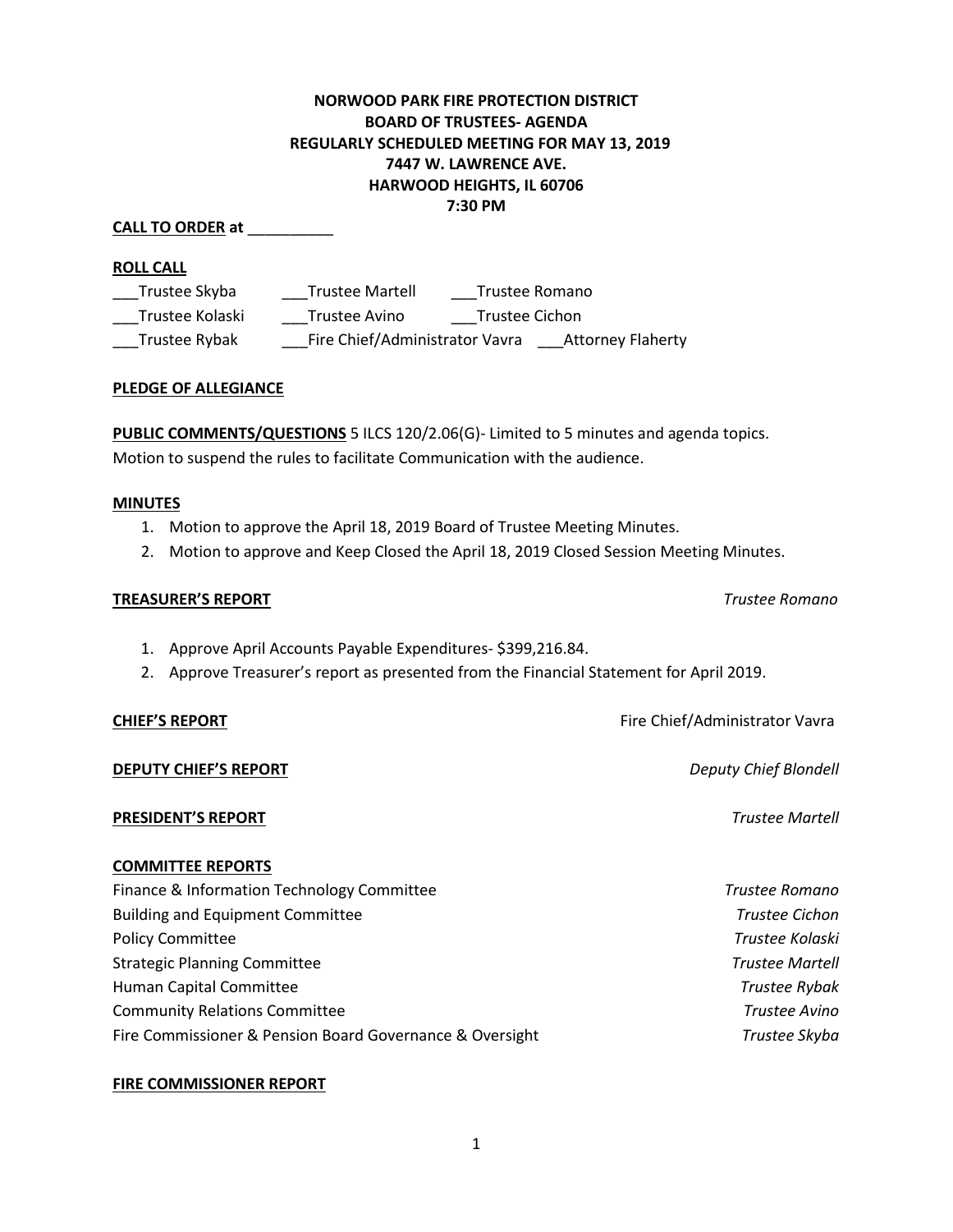**NORWOOD PARK FIRE PROTECTION DISTRICT**
**BOARD OF TRUSTEES- AGENDA**
**REGULARLY SCHEDULED MEETING FOR MAY 13, 2019**
**7447 W. LAWRENCE AVE.**
**HARWOOD HEIGHTS, IL 60706**
**7:30 PM**

**CALL TO ORDER at** __________

**ROLL CALL**

___Trustee Skyba ___Trustee Martell ___Trustee Romano
___Trustee Kolaski ___Trustee Avino ___Trustee Cichon
___Trustee Rybak ___Fire Chief/Administrator Vavra ___Attorney Flaherty

**PLEDGE OF ALLEGIANCE**

**PUBLIC COMMENTS/QUESTIONS** 5 ILCS 120/2.06(G)- Limited to 5 minutes and agenda topics.
Motion to suspend the rules to facilitate Communication with the audience.

**MINUTES**

1. Motion to approve the April 18, 2019 Board of Trustee Meeting Minutes.
2. Motion to approve and Keep Closed the April 18, 2019 Closed Session Meeting Minutes.

**TREASURER'S REPORT** *Trustee Romano*

1. Approve April Accounts Payable Expenditures- $399,216.84.
2. Approve Treasurer's report as presented from the Financial Statement for April 2019.

**CHIEF'S REPORT** Fire Chief/Administrator Vavra

**DEPUTY CHIEF'S REPORT** *Deputy Chief Blondell*

**PRESIDENT'S REPORT** *Trustee Martell*

**COMMITTEE REPORTS**

Finance & Information Technology Committee *Trustee Romano*
Building and Equipment Committee *Trustee Cichon*
Policy Committee *Trustee Kolaski*
Strategic Planning Committee *Trustee Martell*
Human Capital Committee *Trustee Rybak*
Community Relations Committee *Trustee Avino*
Fire Commissioner & Pension Board Governance & Oversight *Trustee Skyba*

**FIRE COMMISSIONER REPORT**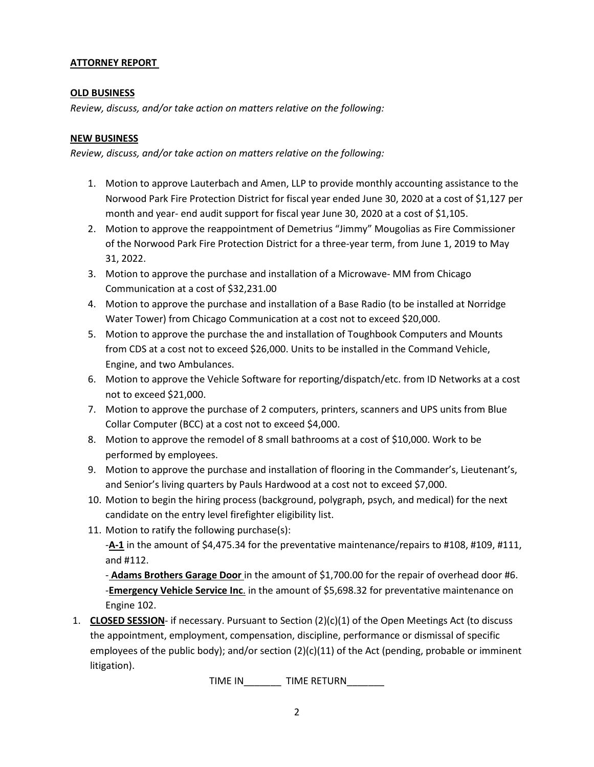**ATTORNEY REPORT**

**OLD BUSINESS**

*Review, discuss, and/or take action on matters relative on the following:*

**NEW BUSINESS**

*Review, discuss, and/or take action on matters relative on the following:*

1. Motion to approve Lauterbach and Amen, LLP to provide monthly accounting assistance to the Norwood Park Fire Protection District for fiscal year ended June 30, 2020 at a cost of $1,127 per month and year- end audit support for fiscal year June 30, 2020 at a cost of $1,105.
2. Motion to approve the reappointment of Demetrius "Jimmy" Mougolias as Fire Commissioner of the Norwood Park Fire Protection District for a three-year term, from June 1, 2019 to May 31, 2022.
3. Motion to approve the purchase and installation of a Microwave- MM from Chicago Communication at a cost of $32,231.00
4. Motion to approve the purchase and installation of a Base Radio (to be installed at Norridge Water Tower) from Chicago Communication at a cost not to exceed $20,000.
5. Motion to approve the purchase the and installation of Toughbook Computers and Mounts from CDS at a cost not to exceed $26,000. Units to be installed in the Command Vehicle, Engine, and two Ambulances.
6. Motion to approve the Vehicle Software for reporting/dispatch/etc. from ID Networks at a cost not to exceed $21,000.
7. Motion to approve the purchase of 2 computers, printers, scanners and UPS units from Blue Collar Computer (BCC) at a cost not to exceed $4,000.
8. Motion to approve the remodel of 8 small bathrooms at a cost of $10,000. Work to be performed by employees.
9. Motion to approve the purchase and installation of flooring in the Commander's, Lieutenant's, and Senior's living quarters by Pauls Hardwood at a cost not to exceed $7,000.
10. Motion to begin the hiring process (background, polygraph, psych, and medical) for the next candidate on the entry level firefighter eligibility list.
11. Motion to ratify the following purchase(s):
    -**A-1** in the amount of $4,475.34 for the preventative maintenance/repairs to #108, #109, #111, and #112.
    - **Adams Brothers Garage Door** in the amount of $1,700.00 for the repair of overhead door #6.
    -**Emergency Vehicle Service Inc**. in the amount of $5,698.32 for preventative maintenance on Engine 102.

1. **CLOSED SESSION**- if necessary. Pursuant to Section (2)(c)(1) of the Open Meetings Act (to discuss the appointment, employment, compensation, discipline, performance or dismissal of specific employees of the public body); and/or section (2)(c)(11) of the Act (pending, probable or imminent litigation).

TIME IN_______ TIME RETURN_______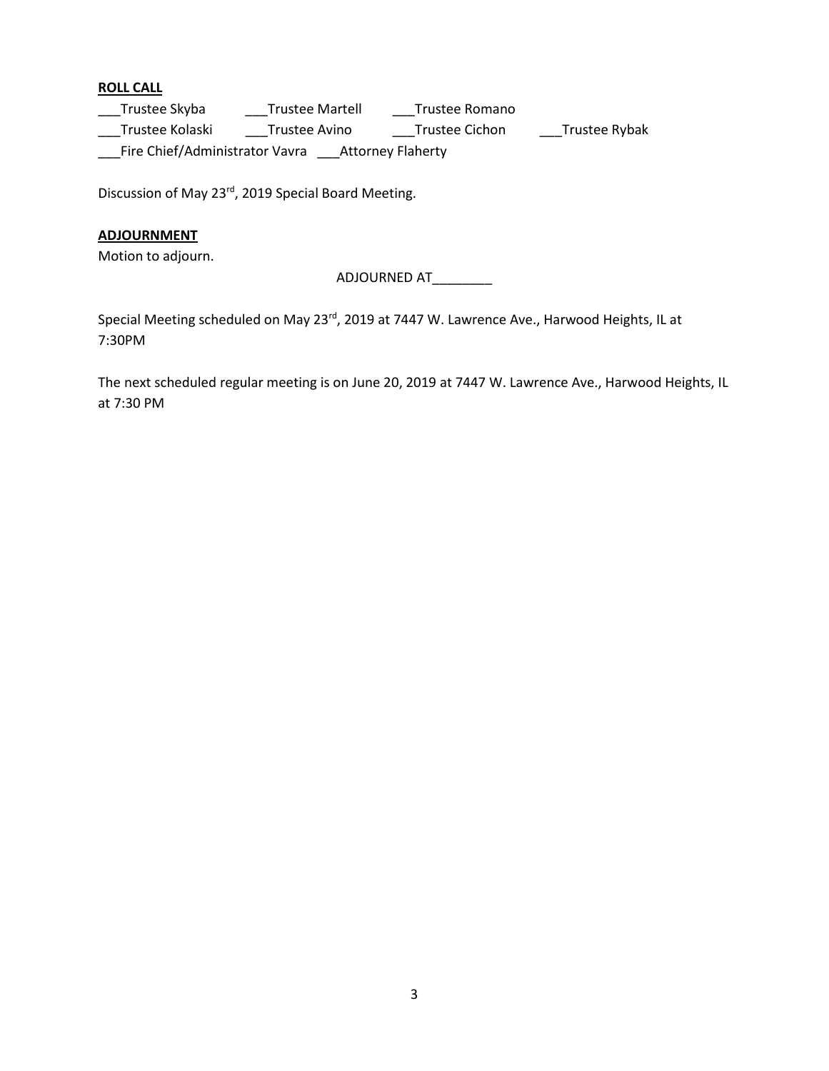**ROLL CALL**

___Trustee Skyba ___Trustee Martell ___Trustee Romano

___Trustee Kolaski ___Trustee Avino ___Trustee Cichon ___Trustee Rybak

___Fire Chief/Administrator Vavra ___Attorney Flaherty

Discussion of May 23rd, 2019 Special Board Meeting.

**ADJOURNMENT**

Motion to adjourn.

ADJOURNED AT________

Special Meeting scheduled on May 23rd, 2019 at 7447 W. Lawrence Ave., Harwood Heights, IL at 7:30PM

The next scheduled regular meeting is on June 20, 2019 at 7447 W. Lawrence Ave., Harwood Heights, IL at 7:30 PM